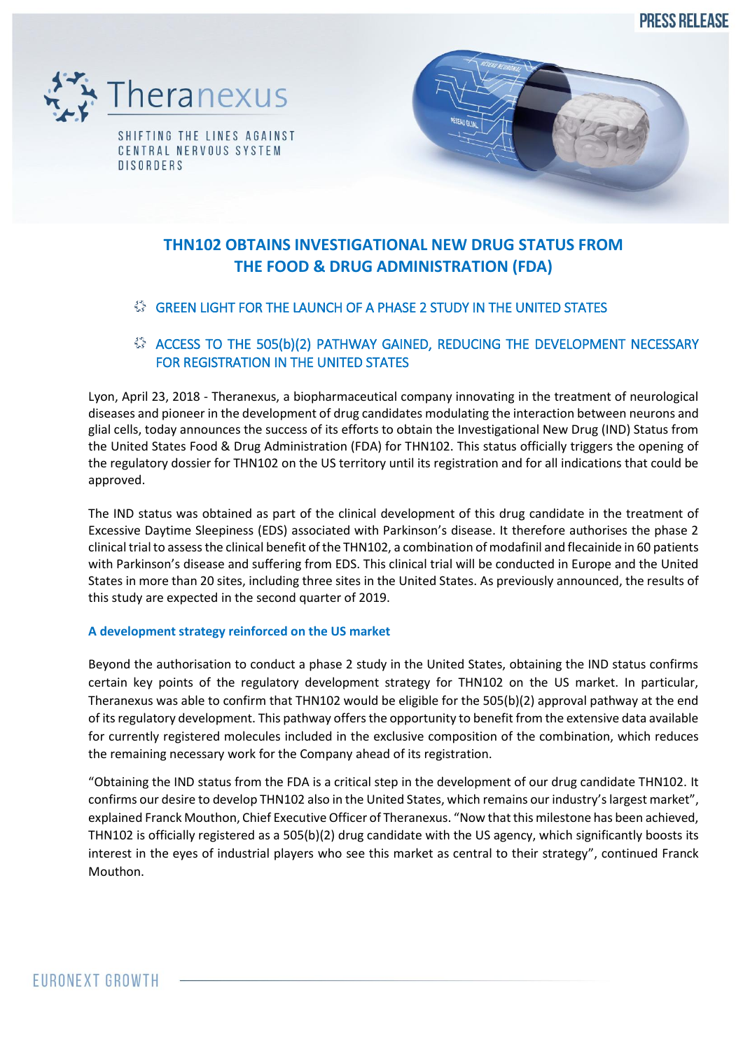PRESS RELEASE

Theranexus

SHIFTING THE LINES AGAINST CENTRAL NERVOUS SYSTEM DISORDERS

# THN102 OBTAINS INVESTIGATIONAL NEW DRUG STATUS FROM THE FOOD & DRUG ADMINISTRATION (FDA)

- GREEN LIGHT FOR THE LAUNCH OF A PHASE 2 STUDY IN THE UNITED STATES
- ACCESS TO THE 505(b)(2) PATHWAY GAINED, REDUCING THE DEVELOPMENT NECESSARY FOR REGISTRATION IN THE UNITED STATES

Lyon, April 23, 2018 - Theranexus, a biopharmaceutical company innovating in the treatment of neurological diseases and pioneer in the development of drug candidates modulating the interaction between neurons and glial cells, today announces the success of its efforts to obtain the Investigational New Drug (IND) Status from the United States Food & Drug Administration (FDA) for THN102. This status officially triggers the opening of the regulatory dossier for THN102 on the US territory until its registration and for all indications that could be approved.

The IND status was obtained as part of the clinical development of this drug candidate in the treatment of Excessive Daytime Sleepiness (EDS) associated with Parkinson's disease. It therefore authorises the phase 2 clinical trial to assess the clinical benefit of the THN102, a combination of modafinil and flecainide in 60 patients with Parkinson's disease and suffering from EDS. This clinical trial will be conducted in Europe and the United States in more than 20 sites, including three sites in the United States. As previously announced, the results of this study are expected in the second quarter of 2019.

### A development strategy reinforced on the US market

Beyond the authorisation to conduct a phase 2 study in the United States, obtaining the IND status confirms certain key points of the regulatory development strategy for THN102 on the US market. In particular, Theranexus was able to confirm that THN102 would be eligible for the 505(b)(2) approval pathway at the end of its regulatory development. This pathway offers the opportunity to benefit from the extensive data available for currently registered molecules included in the exclusive composition of the combination, which reduces the remaining necessary work for the Company ahead of its registration.

"Obtaining the IND status from the FDA is a critical step in the development of our drug candidate THN102. It confirms our desire to develop THN102 also in the United States, which remains our industry's largest market", explained Franck Mouthon, Chief Executive Officer of Theranexus. "Now that this milestone has been achieved, THN102 is officially registered as a 505(b)(2) drug candidate with the US agency, which significantly boosts its interest in the eyes of industrial players who see this market as central to their strategy", continued Franck Mouthon.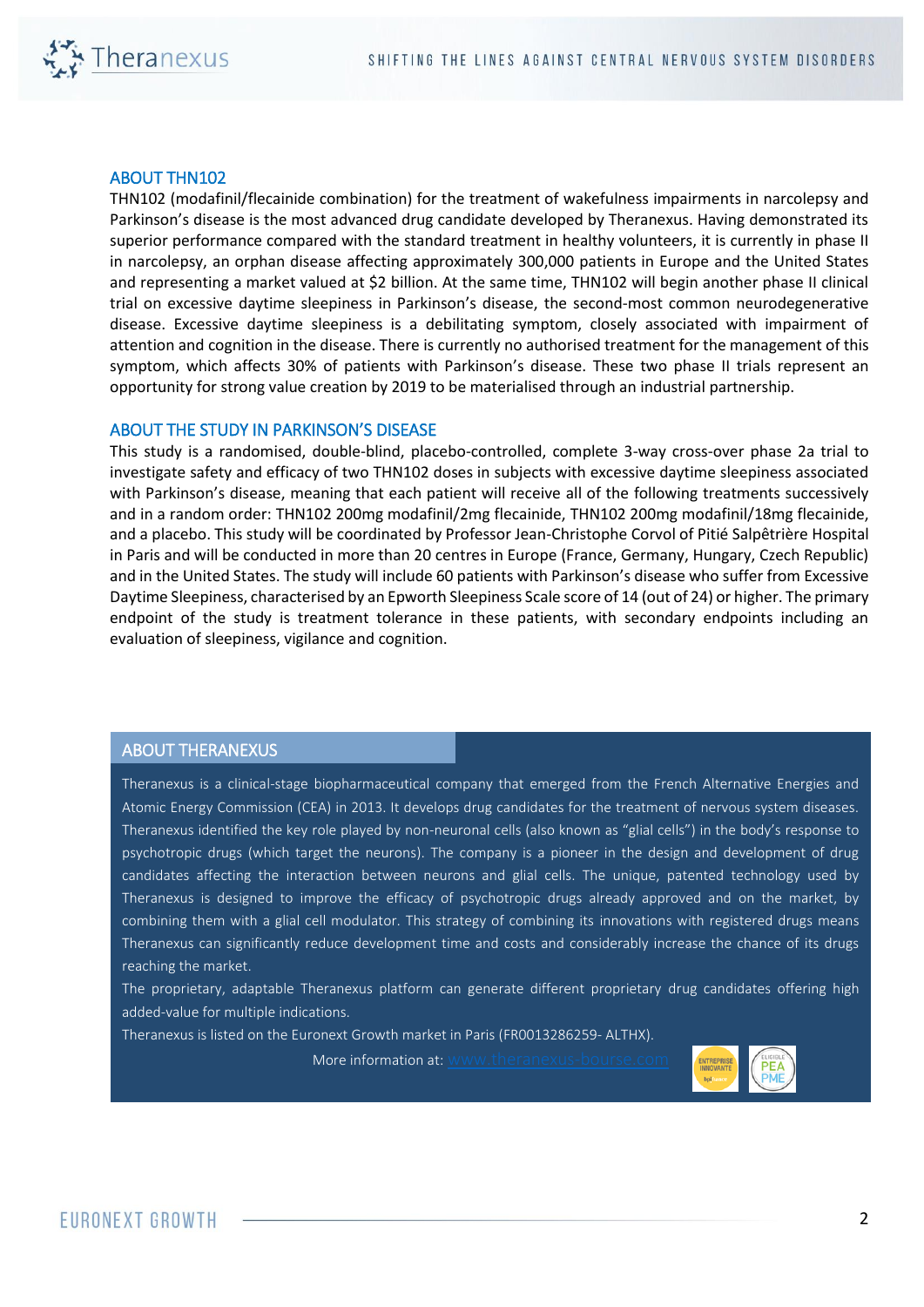## ABOUT THN102

THN102 (modafinil/flecainide combination) for the treatment of wakefulness impairments in narcolepsy and Parkinson's disease is the most advanced drug candidate developed by Theranexus. Having demonstrated its superior performance compared with the standard treatment in healthy volunteers, it is currently in phase II in narcolepsy, an orphan disease affecting approximately 300,000 patients in Europe and the United States and representing a market valued at $2 billion. At the same time, THN102 will begin another phase II clinical trial on excessive daytime sleepiness in Parkinson's disease, the second-most common neurodegenerative disease. Excessive daytime sleepiness is a debilitating symptom, closely associated with impairment of attention and cognition in the disease. There is currently no authorised treatment for the management of this symptom, which affects 30% of patients with Parkinson's disease. These two phase II trials represent an opportunity for strong value creation by 2019 to be materialised through an industrial partnership.

## ABOUT THE STUDY IN PARKINSON'S DISEASE

This study is a randomised, double-blind, placebo-controlled, complete 3-way cross-over phase 2a trial to investigate safety and efficacy of two THN102 doses in subjects with excessive daytime sleepiness associated with Parkinson's disease, meaning that each patient will receive all of the following treatments successively and in a random order: THN102 200mg modafinil/2mg flecainide, THN102 200mg modafinil/18mg flecainide, and a placebo. This study will be coordinated by Professor Jean-Christophe Corvol of Pitié Salpêtrière Hospital in Paris and will be conducted in more than 20 centres in Europe (France, Germany, Hungary, Czech Republic) and in the United States. The study will include 60 patients with Parkinson's disease who suffer from Excessive Daytime Sleepiness, characterised by an Epworth Sleepiness Scale score of 14 (out of 24) or higher. The primary endpoint of the study is treatment tolerance in these patients, with secondary endpoints including an evaluation of sleepiness, vigilance and cognition.

## ABOUT THERANEXUS

Theranexus is a clinical-stage biopharmaceutical company that emerged from the French Alternative Energies and Atomic Energy Commission (CEA) in 2013. It develops drug candidates for the treatment of nervous system diseases. Theranexus identified the key role played by non-neuronal cells (also known as "glial cells") in the body's response to psychotropic drugs (which target the neurons). The company is a pioneer in the design and development of drug candidates affecting the interaction between neurons and glial cells. The unique, patented technology used by Theranexus is designed to improve the efficacy of psychotropic drugs already approved and on the market, by combining them with a glial cell modulator. This strategy of combining its innovations with registered drugs means Theranexus can significantly reduce development time and costs and considerably increase the chance of its drugs reaching the market.

The proprietary, adaptable Theranexus platform can generate different proprietary drug candidates offering high added-value for multiple indications.

Theranexus is listed on the Euronext Growth market in Paris (FR0013286259- ALTHX).

More information at: www.theranexus-bourse.com

ENTREPRISE INNOVANTE

ELIGIBLE PEA PME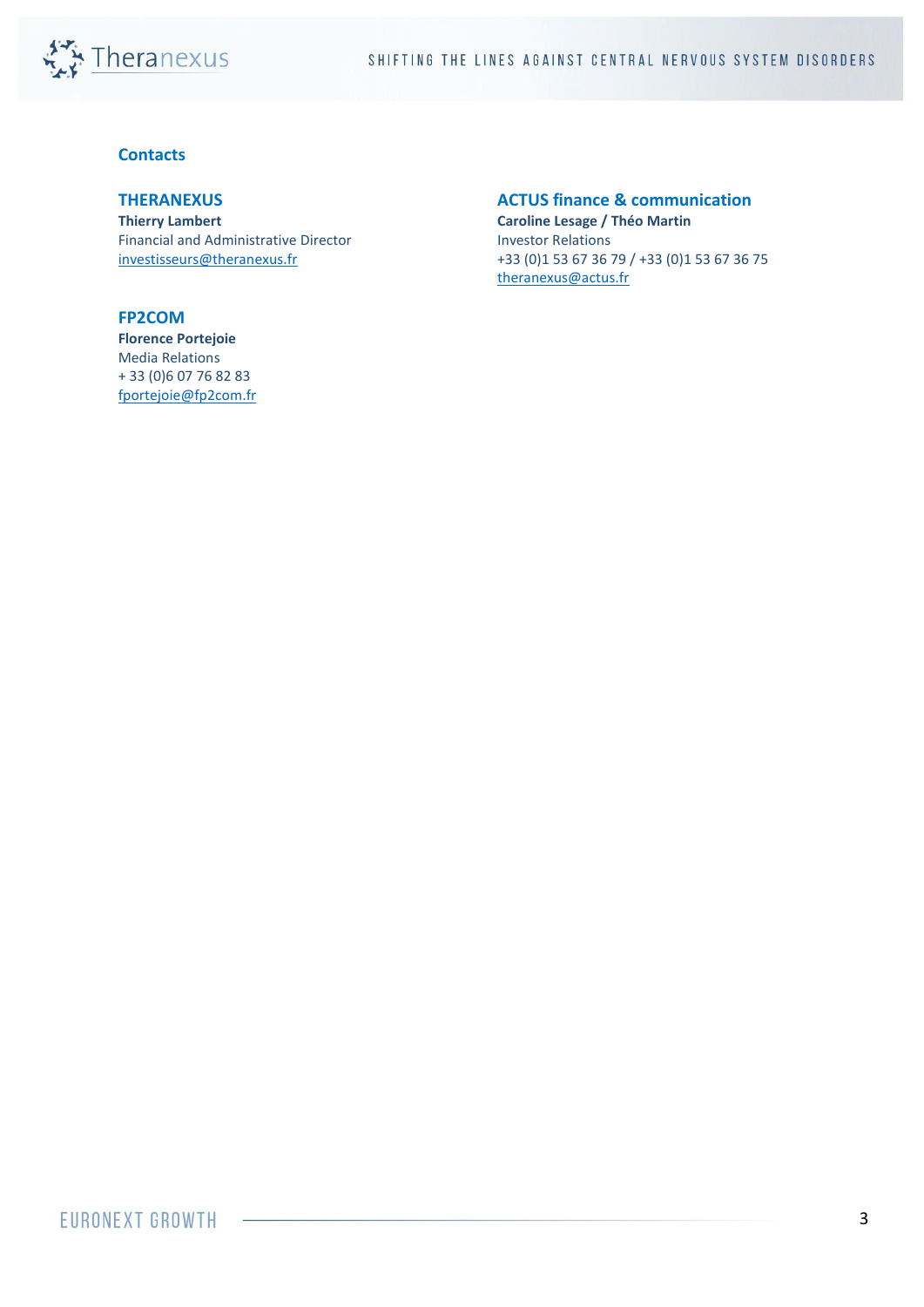## Contacts

### THERANEXUS

**Thierry Lambert**
Financial and Administrative Director
investisseurs@theranexus.fr

### ACTUS finance & communication

**Caroline Lesage / Théo Martin**
Investor Relations
+33 (0)1 53 67 36 79 / +33 (0)1 53 67 36 75
theranexus@actus.fr

### FP2COM

**Florence Portejoie**
Media Relations
+ 33 (0)6 07 76 82 83
fportejoie@fp2com.fr